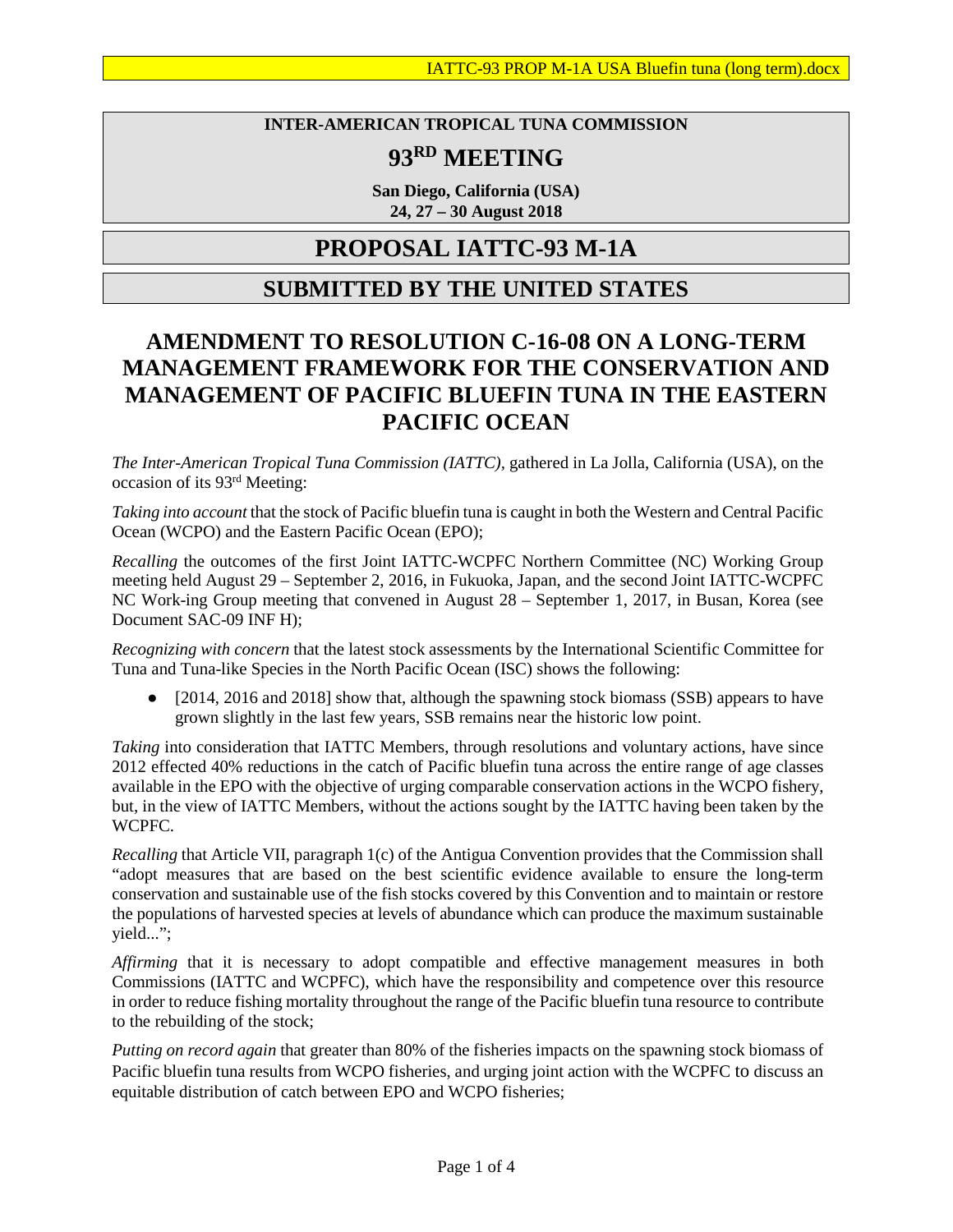IATTC-93 PROP M-1A USA Bluefin tuna (long term).docx

**INTER-AMERICAN TROPICAL TUNA COMMISSION**

# 93RD MEETING

**San Diego, California (USA)**
**24, 27 – 30 August 2018**

# PROPOSAL IATTC-93 M-1A

# SUBMITTED BY THE UNITED STATES

## AMENDMENT TO RESOLUTION C-16-08 ON A LONG-TERM MANAGEMENT FRAMEWORK FOR THE CONSERVATION AND MANAGEMENT OF PACIFIC BLUEFIN TUNA IN THE EASTERN PACIFIC OCEAN

*The Inter-American Tropical Tuna Commission (IATTC)*, gathered in La Jolla, California (USA), on the occasion of its 93rd Meeting:

*Taking into account* that the stock of Pacific bluefin tuna is caught in both the Western and Central Pacific Ocean (WCPO) and the Eastern Pacific Ocean (EPO);

*Recalling* the outcomes of the first Joint IATTC-WCPFC Northern Committee (NC) Working Group meeting held August 29 – September 2, 2016, in Fukuoka, Japan, and the second Joint IATTC-WCPFC NC Work-ing Group meeting that convened in August 28 – September 1, 2017, in Busan, Korea (see Document SAC-09 INF H);

*Recognizing with concern* that the latest stock assessments by the International Scientific Committee for Tuna and Tuna-like Species in the North Pacific Ocean (ISC) shows the following:

- [2014, 2016 and 2018] show that, although the spawning stock biomass (SSB) appears to have grown slightly in the last few years, SSB remains near the historic low point.

*Taking* into consideration that IATTC Members, through resolutions and voluntary actions, have since 2012 effected 40% reductions in the catch of Pacific bluefin tuna across the entire range of age classes available in the EPO with the objective of urging comparable conservation actions in the WCPO fishery, but, in the view of IATTC Members, without the actions sought by the IATTC having been taken by the WCPFC.

*Recalling* that Article VII, paragraph 1(c) of the Antigua Convention provides that the Commission shall "adopt measures that are based on the best scientific evidence available to ensure the long-term conservation and sustainable use of the fish stocks covered by this Convention and to maintain or restore the populations of harvested species at levels of abundance which can produce the maximum sustainable yield...";

*Affirming* that it is necessary to adopt compatible and effective management measures in both Commissions (IATTC and WCPFC), which have the responsibility and competence over this resource in order to reduce fishing mortality throughout the range of the Pacific bluefin tuna resource to contribute to the rebuilding of the stock;

*Putting on record again* that greater than 80% of the fisheries impacts on the spawning stock biomass of Pacific bluefin tuna results from WCPO fisheries, and urging joint action with the WCPFC to discuss an equitable distribution of catch between EPO and WCPO fisheries;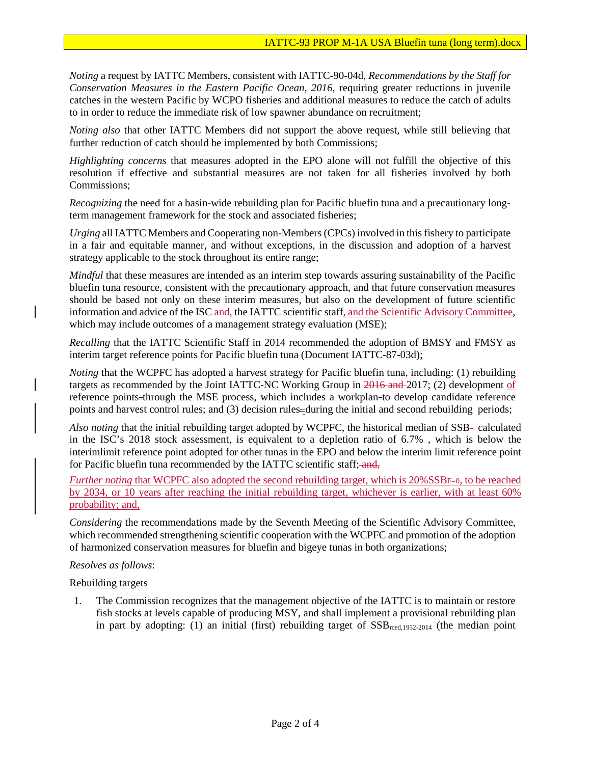*Noting* a request by IATTC Members, consistent with IATTC-90-04d, *Recommendations by the Staff for Conservation Measures in the Eastern Pacific Ocean, 2016*, requiring greater reductions in juvenile catches in the western Pacific by WCPO fisheries and additional measures to reduce the catch of adults to in order to reduce the immediate risk of low spawner abundance on recruitment;

*Noting also* that other IATTC Members did not support the above request, while still believing that further reduction of catch should be implemented by both Commissions;

*Highlighting concerns* that measures adopted in the EPO alone will not fulfill the objective of this resolution if effective and substantial measures are not taken for all fisheries involved by both Commissions;

*Recognizing* the need for a basin-wide rebuilding plan for Pacific bluefin tuna and a precautionary long-term management framework for the stock and associated fisheries;

*Urging* all IATTC Members and Cooperating non-Members (CPCs) involved in this fishery to participate in a fair and equitable manner, and without exceptions, in the discussion and adoption of a harvest strategy applicable to the stock throughout its entire range;

*Mindful* that these measures are intended as an interim step towards assuring sustainability of the Pacific bluefin tuna resource, consistent with the precautionary approach, and that future conservation measures should be based not only on these interim measures, but also on the development of future scientific information and advice of the ISC ~~and~~, the IATTC scientific staff, and the Scientific Advisory Committee, which may include outcomes of a management strategy evaluation (MSE);

*Recalling* that the IATTC Scientific Staff in 2014 recommended the adoption of BMSY and FMSY as interim target reference points for Pacific bluefin tuna (Document IATTC-87-03d);

*Noting* that the WCPFC has adopted a harvest strategy for Pacific bluefin tuna, including: (1) rebuilding targets as recommended by the Joint IATTC-NC Working Group in ~~2016 and~~ 2017; (2) development of reference points through the MSE process, which includes a workplan to develop candidate reference points and harvest control rules; and (3) decision rules during the initial and second rebuilding periods;

*Also noting* that the initial rebuilding target adopted by WCPFC, the historical median of SSB calculated in the ISC's 2018 stock assessment, is equivalent to a depletion ratio of 6.7% , which is below the interimlimit reference point adopted for other tunas in the EPO and below the interim limit reference point for Pacific bluefin tuna recommended by the IATTC scientific staff; ~~and,~~

*Further noting* that WCPFC also adopted the second rebuilding target, which is $20\%SSB_{F=0}$, to be reached by 2034, or 10 years after reaching the initial rebuilding target, whichever is earlier, with at least 60% probability; and,

*Considering* the recommendations made by the Seventh Meeting of the Scientific Advisory Committee, which recommended strengthening scientific cooperation with the WCPFC and promotion of the adoption of harmonized conservation measures for bluefin and bigeye tunas in both organizations;

*Resolves as follows*:

Rebuilding targets

1. The Commission recognizes that the management objective of the IATTC is to maintain or restore fish stocks at levels capable of producing MSY, and shall implement a provisional rebuilding plan in part by adopting: (1) an initial (first) rebuilding target of $SSB_{med,1952\text{-}2014}$ (the median point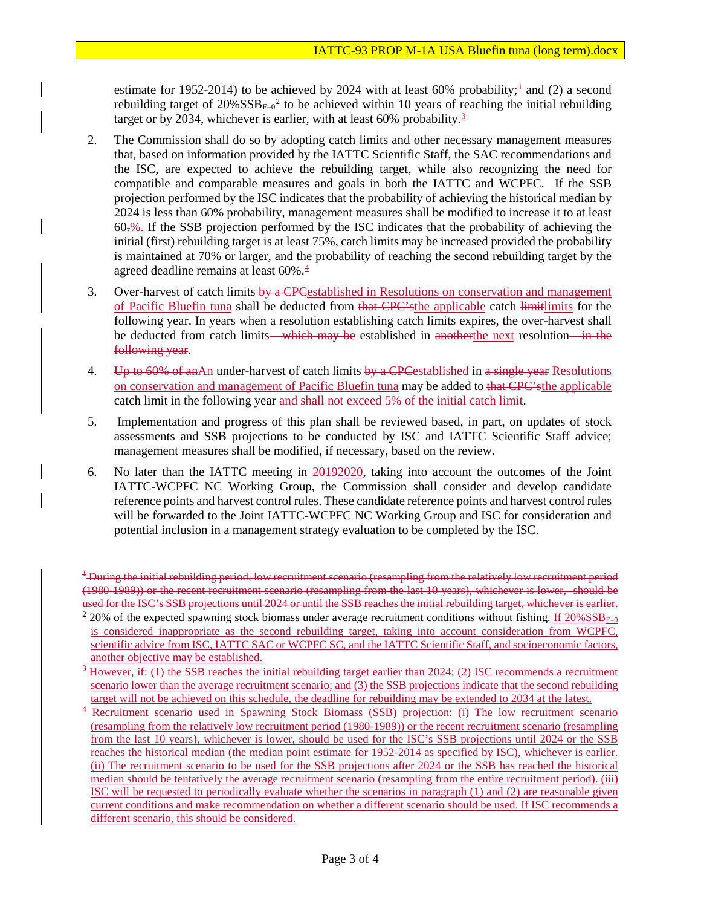estimate for 1952-2014) to be achieved by 2024 with at least 60% probability;~~[1]~~ and (2) a second rebuilding target of $20\%SSB_{F=0}$[2] to be achieved within 10 years of reaching the initial rebuilding target or by 2034, whichever is earlier, with at least 60% probability.[3]

2. The Commission shall do so by adopting catch limits and other necessary management measures that, based on information provided by the IATTC Scientific Staff, the SAC recommendations and the ISC, are expected to achieve the rebuilding target, while also recognizing the need for compatible and comparable measures and goals in both the IATTC and WCPFC. If the SSB projection performed by the ISC indicates that the probability of achieving the historical median by 2024 is less than 60% probability, management measures shall be modified to increase it to at least 60~~.~~%. If the SSB projection performed by the ISC indicates that the probability of achieving the initial (first) rebuilding target is at least 75%, catch limits may be increased provided the probability is maintained at 70% or larger, and the probability of reaching the second rebuilding target by the agreed deadline remains at least 60%.[4]

3. Over-harvest of catch limits ~~by a CPC~~established in Resolutions on conservation and management of Pacific Bluefin tuna shall be deducted from ~~that CPC's~~the applicable catch ~~limit~~limits for the following year. In years when a resolution establishing catch limits expires, the over-harvest shall be deducted from catch limits~~—which may be~~ established in ~~another~~the next resolution~~—in the following year~~.

4. ~~Up to 60% of an~~An under-harvest of catch limits ~~by a CPC~~established in ~~a single year~~ Resolutions on conservation and management of Pacific Bluefin tuna may be added to ~~that CPC's~~the applicable catch limit in the following year and shall not exceed 5% of the initial catch limit.

5. Implementation and progress of this plan shall be reviewed based, in part, on updates of stock assessments and SSB projections to be conducted by ISC and IATTC Scientific Staff advice; management measures shall be modified, if necessary, based on the review.

6. No later than the IATTC meeting in ~~2019~~2020, taking into account the outcomes of the Joint IATTC-WCPFC NC Working Group, the Commission shall consider and develop candidate reference points and harvest control rules. These candidate reference points and harvest control rules will be forwarded to the Joint IATTC-WCPFC NC Working Group and ISC for consideration and potential inclusion in a management strategy evaluation to be completed by the ISC.

---

~~[1] During the initial rebuilding period, low recruitment scenario (resampling from the relatively low recruitment period (1980-1989)) or the recent recruitment scenario (resampling from the last 10 years), whichever is lower, should be used for the ISC's SSB projections until 2024 or until the SSB reaches the initial rebuilding target, whichever is earlier.~~

[2] 20% of the expected spawning stock biomass under average recruitment conditions without fishing. If $20\%SSB_{F=0}$ is considered inappropriate as the second rebuilding target, taking into account consideration from WCPFC, scientific advice from ISC, IATTC SAC or WCPFC SC, and the IATTC Scientific Staff, and socioeconomic factors, another objective may be established.

[3] However, if: (1) the SSB reaches the initial rebuilding target earlier than 2024; (2) ISC recommends a recruitment scenario lower than the average recruitment scenario; and (3) the SSB projections indicate that the second rebuilding target will not be achieved on this schedule, the deadline for rebuilding may be extended to 2034 at the latest.

[4] Recruitment scenario used in Spawning Stock Biomass (SSB) projection: (i) The low recruitment scenario (resampling from the relatively low recruitment period (1980-1989)) or the recent recruitment scenario (resampling from the last 10 years), whichever is lower, should be used for the ISC's SSB projections until 2024 or the SSB reaches the historical median (the median point estimate for 1952-2014 as specified by ISC), whichever is earlier. (ii) The recruitment scenario to be used for the SSB projections after 2024 or the SSB has reached the historical median should be tentatively the average recruitment scenario (resampling from the entire recruitment period). (iii) ISC will be requested to periodically evaluate whether the scenarios in paragraph (1) and (2) are reasonable given current conditions and make recommendation on whether a different scenario should be used. If ISC recommends a different scenario, this should be considered.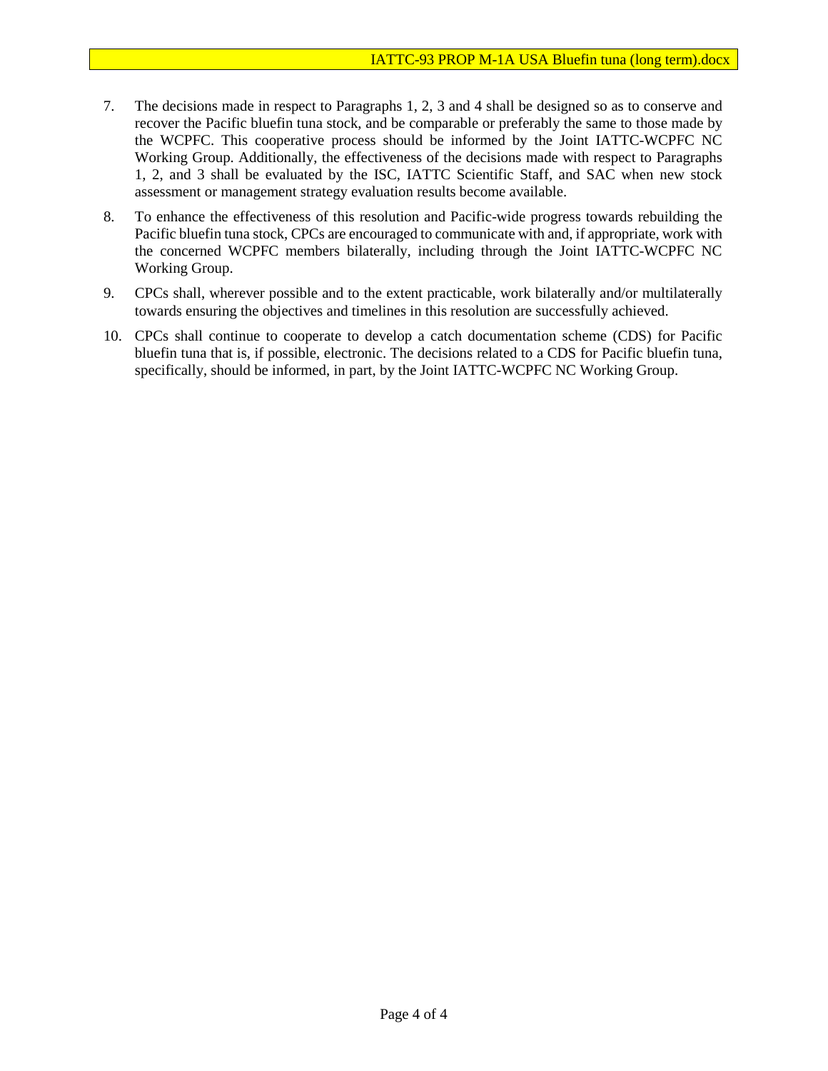7. The decisions made in respect to Paragraphs 1, 2, 3 and 4 shall be designed so as to conserve and recover the Pacific bluefin tuna stock, and be comparable or preferably the same to those made by the WCPFC. This cooperative process should be informed by the Joint IATTC-WCPFC NC Working Group. Additionally, the effectiveness of the decisions made with respect to Paragraphs 1, 2, and 3 shall be evaluated by the ISC, IATTC Scientific Staff, and SAC when new stock assessment or management strategy evaluation results become available.

8. To enhance the effectiveness of this resolution and Pacific-wide progress towards rebuilding the Pacific bluefin tuna stock, CPCs are encouraged to communicate with and, if appropriate, work with the concerned WCPFC members bilaterally, including through the Joint IATTC-WCPFC NC Working Group.

9. CPCs shall, wherever possible and to the extent practicable, work bilaterally and/or multilaterally towards ensuring the objectives and timelines in this resolution are successfully achieved.

10. CPCs shall continue to cooperate to develop a catch documentation scheme (CDS) for Pacific bluefin tuna that is, if possible, electronic. The decisions related to a CDS for Pacific bluefin tuna, specifically, should be informed, in part, by the Joint IATTC-WCPFC NC Working Group.